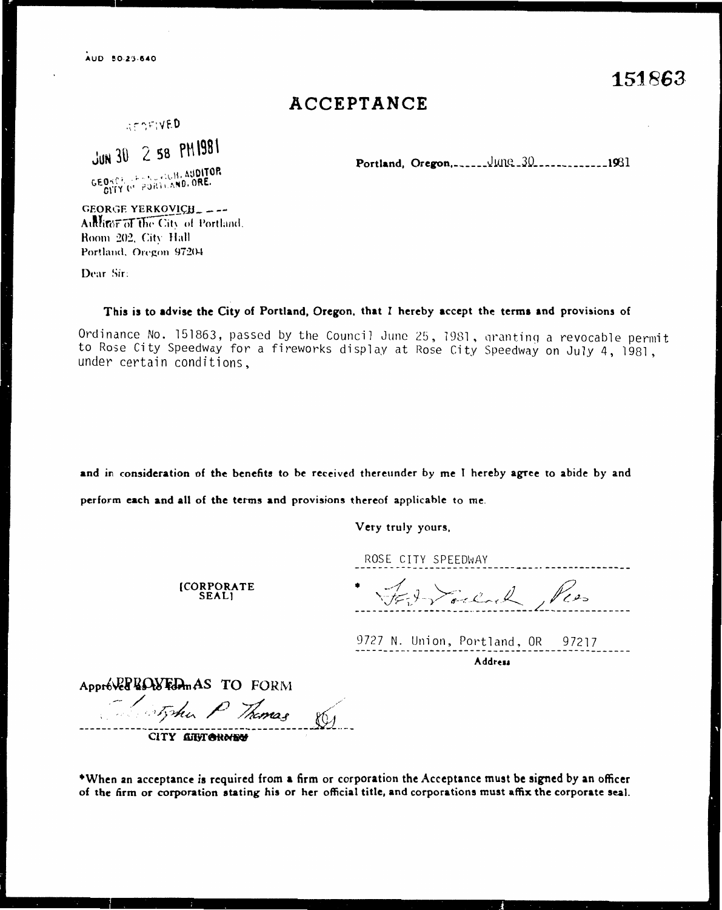AUD 50-23-640

151863

# ACCEPTANCE

RECEIVED

JUN 30 2 58 PM 1981

GEORGE YERKOVICH, AUDITOR
CITY OF PORTLAND, ORE.

Portland, Oregon, June 30 1981

GEORGE YERKOVICH
Auditor of the City of Portland
Room 202, City Hall
Portland, Oregon 97204

Dear Sir:

**This is to advise the City of Portland, Oregon, that I hereby accept the terms and provisions of**

Ordinance No. 151863, passed by the Council June 25, 1981, granting a revocable permit to Rose City Speedway for a fireworks display at Rose City Speedway on July 4, 1981, under certain conditions,

**and in consideration of the benefits to be received thereunder by me I hereby agree to abide by and perform each and all of the terms and provisions thereof applicable to me.**

Very truly yours,

ROSE CITY SPEEDWAY

* [signature], Pres

9727 N. Union, Portland, OR 97217

**Address**

[CORPORATE SEAL]

APPROVED AS TO FORM

[signature: Christopher P. Thomas]

CITY ATTORNEY

**\*When an acceptance is required from a firm or corporation the Acceptance must be signed by an officer of the firm or corporation stating his or her official title, and corporations must affix the corporate seal.**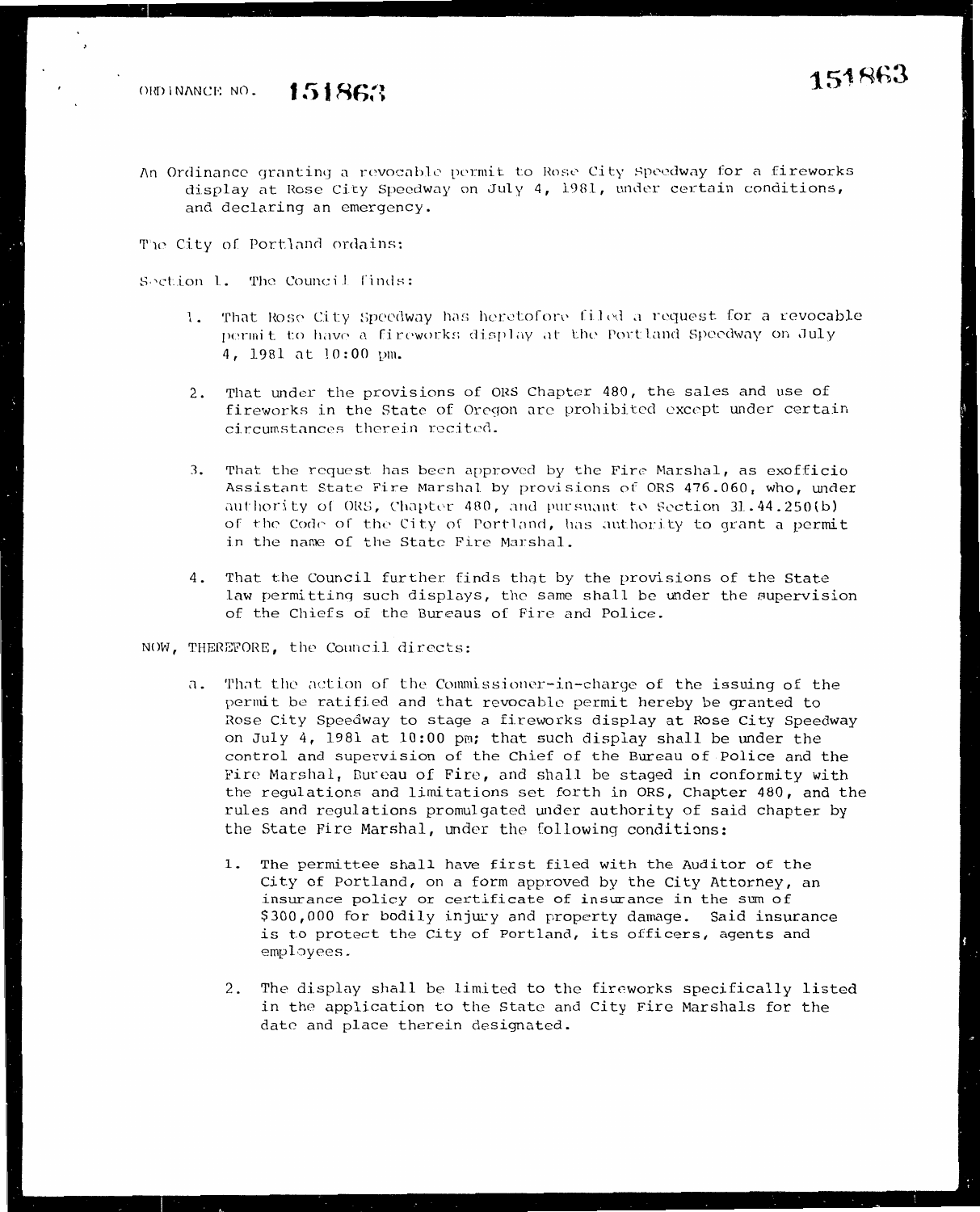ORDINANCE NO. **151863**

151863

An Ordinance granting a revocable permit to Rose City Speedway for a fireworks display at Rose City Speedway on July 4, 1981, under certain conditions, and declaring an emergency.

The City of Portland ordains:

Section 1. The Council finds:

1. That Rose City Speedway has heretofore filed a request for a revocable permit to have a fireworks display at the Portland Speedway on July 4, 1981 at 10:00 pm.

2. That under the provisions of ORS Chapter 480, the sales and use of fireworks in the State of Oregon are prohibited except under certain circumstances therein recited.

3. That the request has been approved by the Fire Marshal, as exofficio Assistant State Fire Marshal by provisions of ORS 476.060, who, under authority of ORS, Chapter 480, and pursuant to Section 31.44.250(b) of the Code of the City of Portland, has authority to grant a permit in the name of the State Fire Marshal.

4. That the Council further finds that by the provisions of the State law permitting such displays, the same shall be under the supervision of the Chiefs of the Bureaus of Fire and Police.

NOW, THEREFORE, the Council directs:

a. That the action of the Commissioner-in-charge of the issuing of the permit be ratified and that revocable permit hereby be granted to Rose City Speedway to stage a fireworks display at Rose City Speedway on July 4, 1981 at 10:00 pm; that such display shall be under the control and supervision of the Chief of the Bureau of Police and the Fire Marshal, Bureau of Fire, and shall be staged in conformity with the regulations and limitations set forth in ORS, Chapter 480, and the rules and regulations promulgated under authority of said chapter by the State Fire Marshal, under the following conditions:

   1. The permittee shall have first filed with the Auditor of the City of Portland, on a form approved by the City Attorney, an insurance policy or certificate of insurance in the sum of $300,000 for bodily injury and property damage. Said insurance is to protect the City of Portland, its officers, agents and employees.

   2. The display shall be limited to the fireworks specifically listed in the application to the State and City Fire Marshals for the date and place therein designated.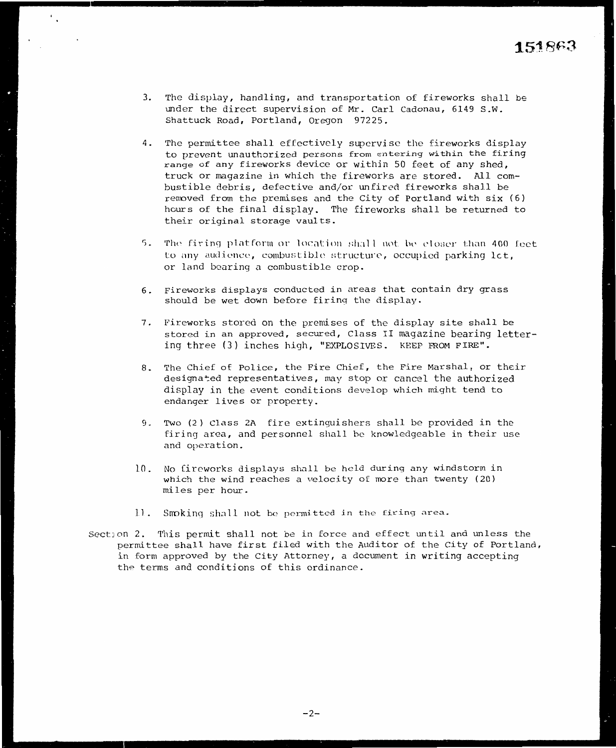151863

3. The display, handling, and transportation of fireworks shall be under the direct supervision of Mr. Carl Cadonau, 6149 S.W. Shattuck Road, Portland, Oregon 97225.

4. The permittee shall effectively supervise the fireworks display to prevent unauthorized persons from entering within the firing range of any fireworks device or within 50 feet of any shed, truck or magazine in which the fireworks are stored. All combustible debris, defective and/or unfired fireworks shall be removed from the premises and the City of Portland with six (6) hours of the final display. The fireworks shall be returned to their original storage vaults.

5. The firing platform or location shall not be closer than 400 feet to any audience, combustible structure, occupied parking lot, or land bearing a combustible crop.

6. Fireworks displays conducted in areas that contain dry grass should be wet down before firing the display.

7. Fireworks stored on the premises of the display site shall be stored in an approved, secured, Class II magazine bearing lettering three (3) inches high, "EXPLOSIVES. KEEP FROM FIRE".

8. The Chief of Police, the Fire Chief, the Fire Marshal, or their designated representatives, may stop or cancel the authorized display in the event conditions develop which might tend to endanger lives or property.

9. Two (2) Class 2A fire extinguishers shall be provided in the firing area, and personnel shall be knowledgeable in their use and operation.

10. No fireworks displays shall be held during any windstorm in which the wind reaches a velocity of more than twenty (20) miles per hour.

11. Smoking shall not be permitted in the firing area.

Section 2. This permit shall not be in force and effect until and unless the permittee shall have first filed with the Auditor of the City of Portland, in form approved by the City Attorney, a document in writing accepting the terms and conditions of this ordinance.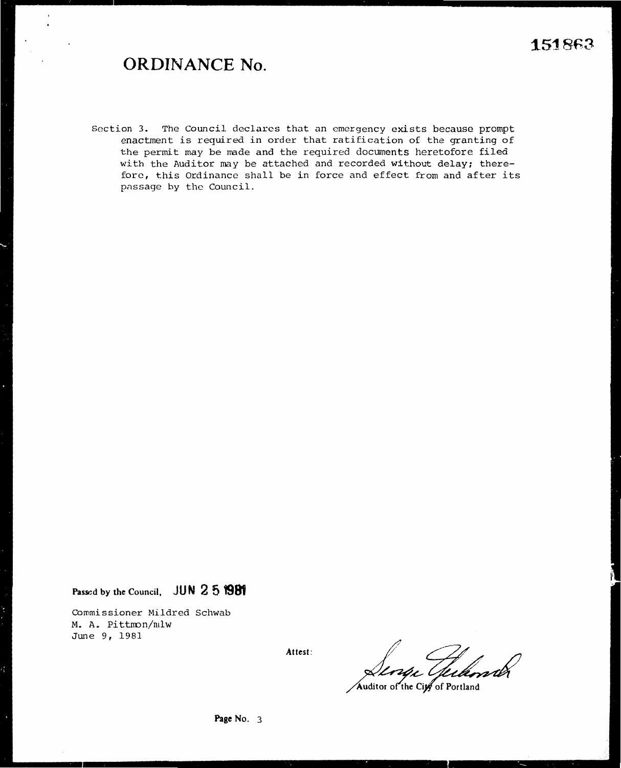# ORDINANCE No. 151863

Section 3. The Council declares that an emergency exists because prompt enactment is required in order that ratification of the granting of the permit may be made and the required documents heretofore filed with the Auditor may be attached and recorded without delay; therefore, this Ordinance shall be in force and effect from and after its passage by the Council.

**Passed by the Council,** JUN 25 1981

Commissioner Mildred Schwab
M. A. Pittmon/mlw
June 9, 1981

Attest:

George Yerkovich
Auditor of the City of Portland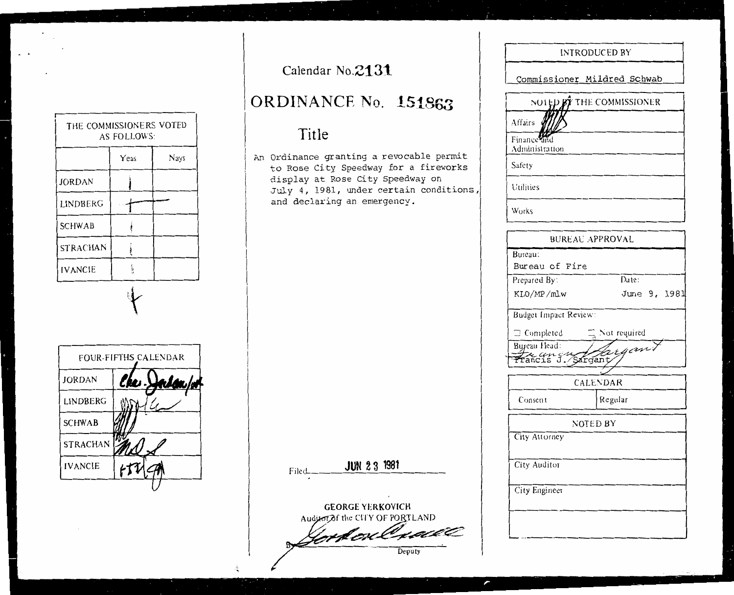| THE COMMISSIONERS VOTED AS FOLLOWS: | | |
|---|---|---|
| | Yeas | Nays |
| JORDAN | ǀ | |
| LINDBERG | ǀ | |
| SCHWAB | ǀ | |
| STRACHAN | ǀ | |
| IVANCIE | ǀ | |

| FOUR-FIFTHS CALENDAR | |
|---|---|
| JORDAN | Chas. Jordan |
| LINDBERG | |
| SCHWAB | |
| STRACHAN | |
| IVANCIE | |

Calendar No. 2131

# ORDINANCE No. 151863

## Title

An Ordinance granting a revocable permit to Rose City Speedway for a fireworks display at Rose City Speedway on July 4, 1981, under certain conditions, and declaring an emergency.

Filed JUN 23 1981

GEORGE YERKOVICH
Auditor of the CITY OF PORTLAND

By _______________ Deputy

| INTRODUCED BY |
|---|
| Commissioner Mildred Schwab |

| NOTED BY THE COMMISSIONER |
|---|
| Affairs |
| Finance and Administration |
| Safety |
| Utilities |
| Works |

| BUREAU APPROVAL | |
|---|---|
| Bureau: Bureau of Fire | |
| Prepared By: KLO/MP/mlw | Date: June 9, 1981 |
| Budget Impact Review: ☐ Completed ☐ Not required | |
| Bureau Head: Francis J. Sargant | |

| CALENDAR | |
|---|---|
| Consent | Regular |

| NOTED BY |
|---|
| City Attorney |
| City Auditor |
| City Engineer |
| |